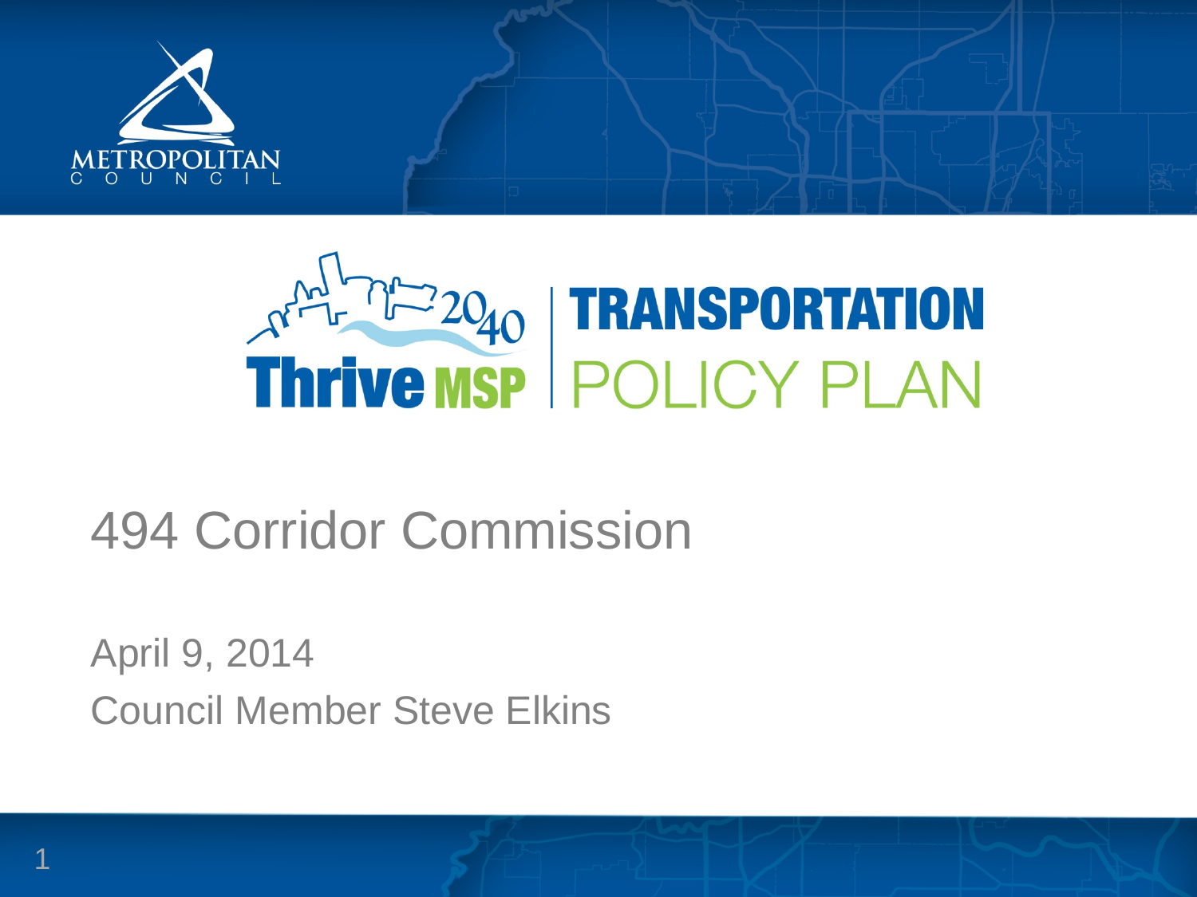METROPOLITAN COUNCIL

Thrive MSP 2040 | TRANSPORTATION POLICY PLAN

# 494 Corridor Commission

April 9, 2014

Council Member Steve Elkins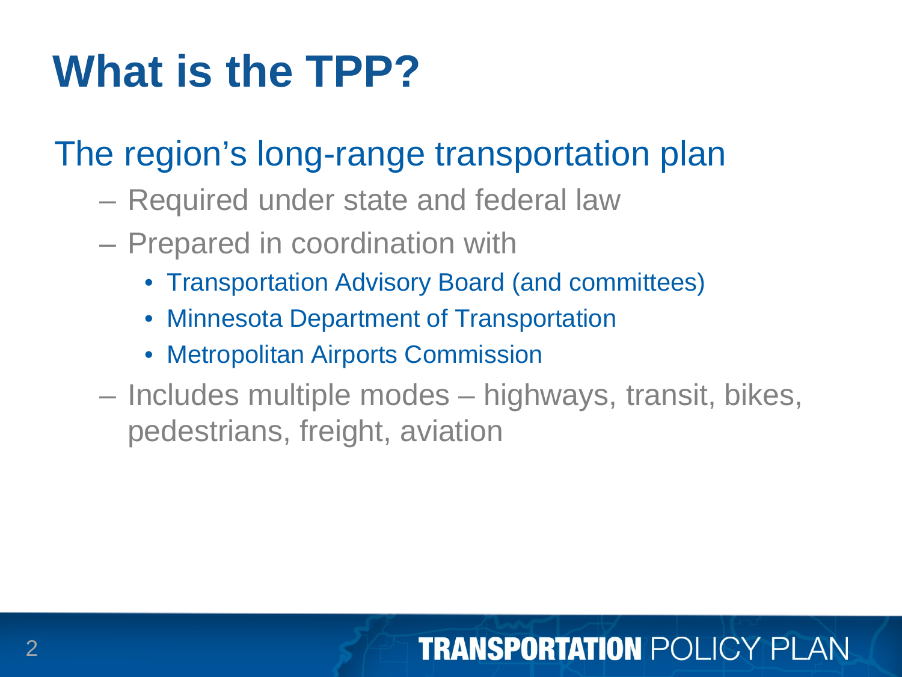# What is the TPP?

## The region's long-range transportation plan

- Required under state and federal law
- Prepared in coordination with
  - Transportation Advisory Board (and committees)
  - Minnesota Department of Transportation
  - Metropolitan Airports Commission
- Includes multiple modes – highways, transit, bikes, pedestrians, freight, aviation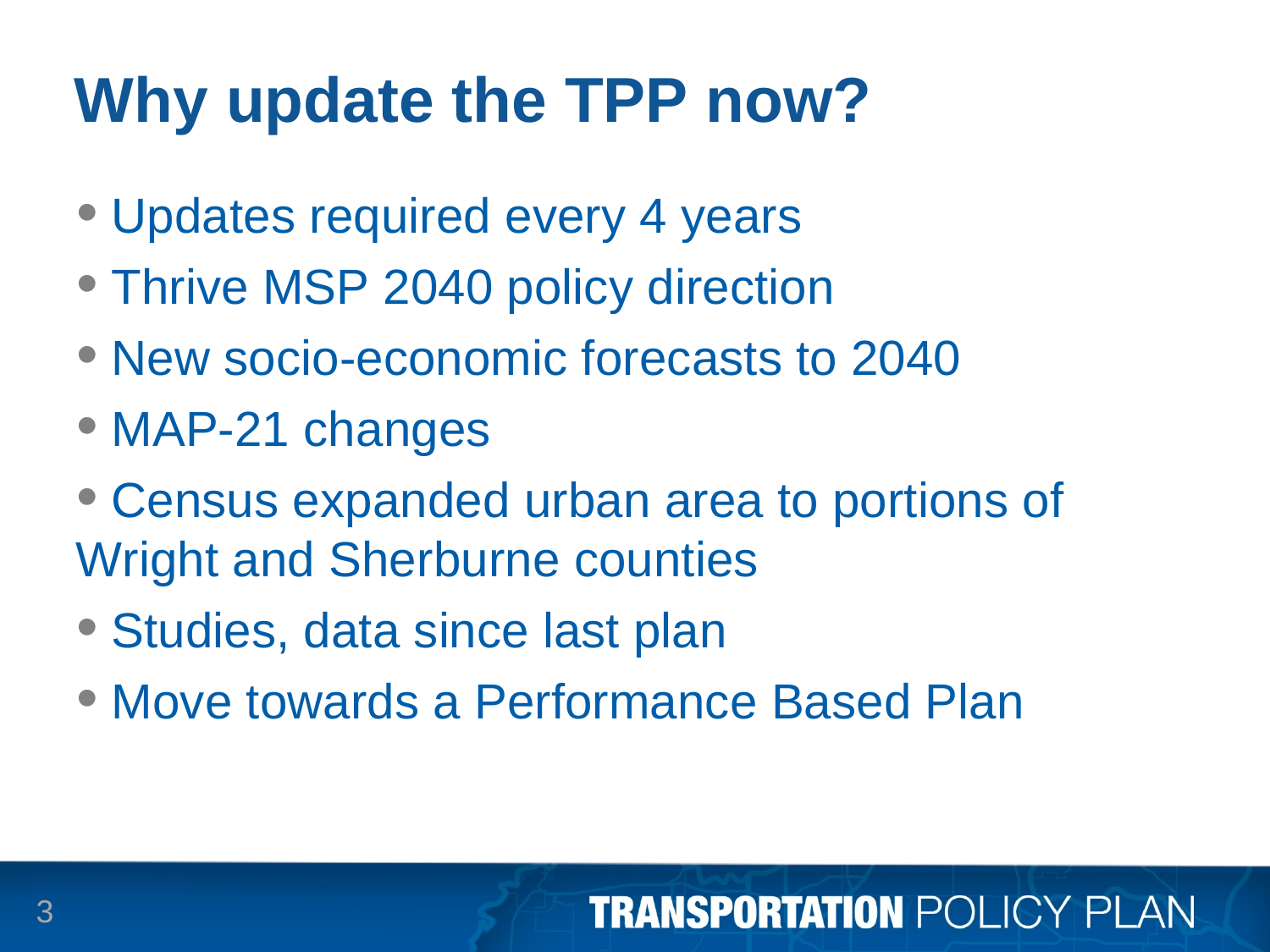# Why update the TPP now?

- Updates required every 4 years
- Thrive MSP 2040 policy direction
- New socio-economic forecasts to 2040
- MAP-21 changes
- Census expanded urban area to portions of Wright and Sherburne counties
- Studies, data since last plan
- Move towards a Performance Based Plan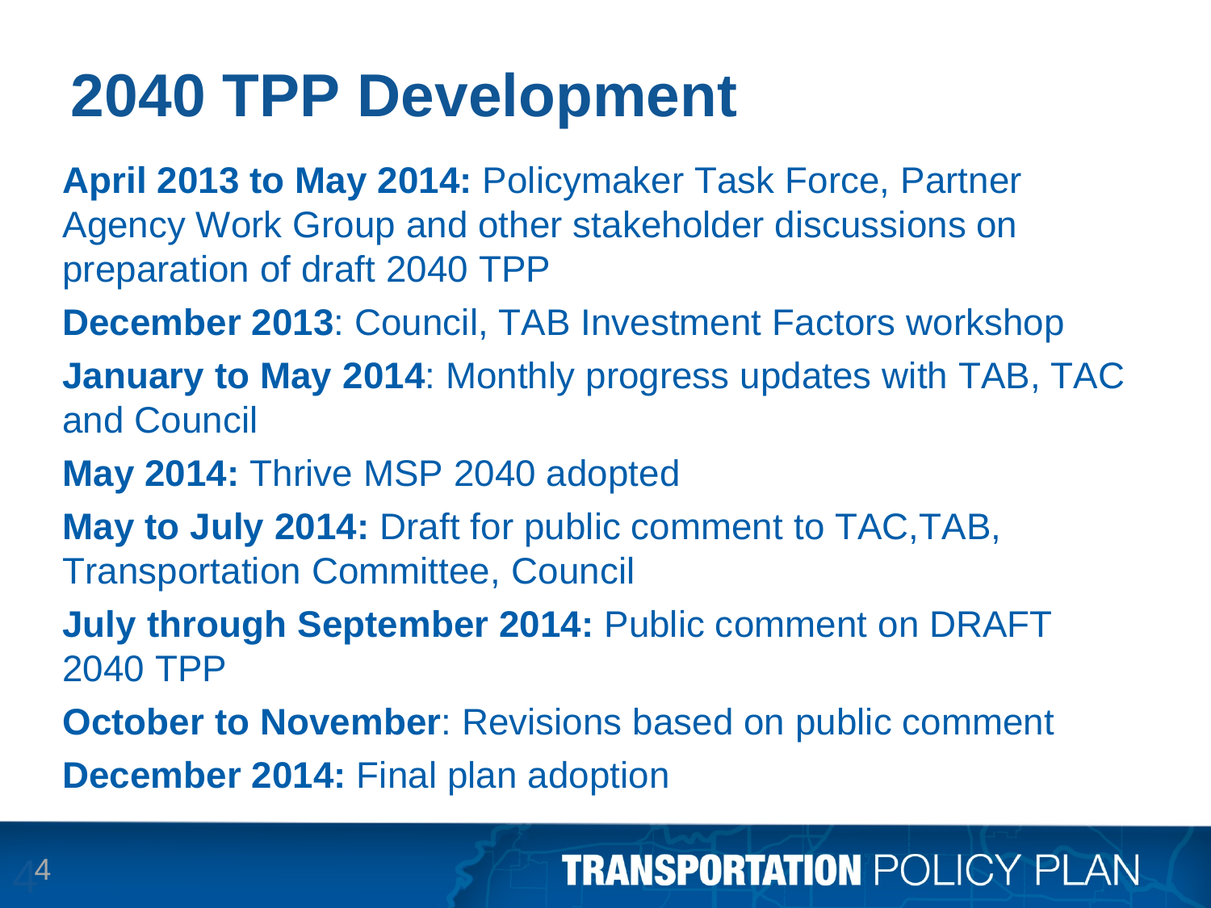# 2040 TPP Development

**April 2013 to May 2014:** Policymaker Task Force, Partner Agency Work Group and other stakeholder discussions on preparation of draft 2040 TPP

**December 2013**: Council, TAB Investment Factors workshop

**January to May 2014**: Monthly progress updates with TAB, TAC and Council

**May 2014:** Thrive MSP 2040 adopted

**May to July 2014:** Draft for public comment to TAC,TAB, Transportation Committee, Council

**July through September 2014:** Public comment on DRAFT 2040 TPP

**October to November**: Revisions based on public comment

**December 2014:** Final plan adoption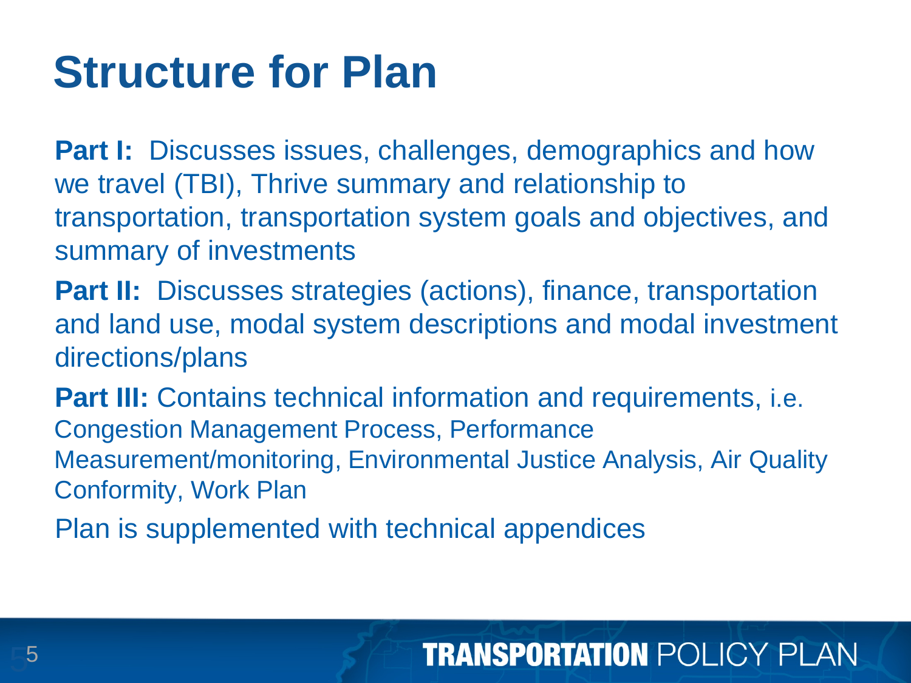# Structure for Plan

**Part I:** Discusses issues, challenges, demographics and how we travel (TBI), Thrive summary and relationship to transportation, transportation system goals and objectives, and summary of investments

**Part II:** Discusses strategies (actions), finance, transportation and land use, modal system descriptions and modal investment directions/plans

**Part III:** Contains technical information and requirements, i.e. Congestion Management Process, Performance Measurement/monitoring, Environmental Justice Analysis, Air Quality Conformity, Work Plan

Plan is supplemented with technical appendices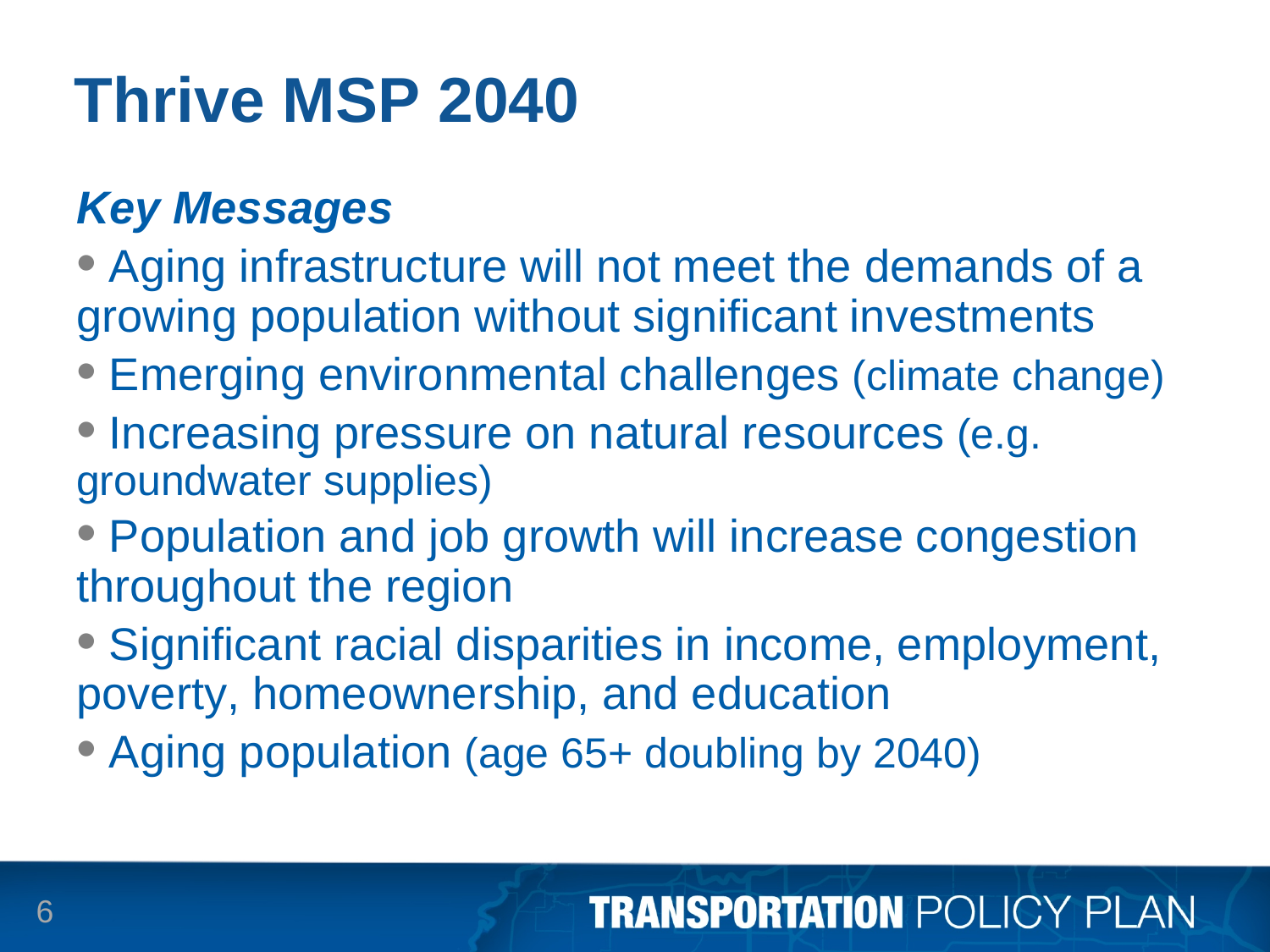# Thrive MSP 2040

## *Key Messages*

- Aging infrastructure will not meet the demands of a growing population without significant investments
- Emerging environmental challenges (climate change)
- Increasing pressure on natural resources (e.g. groundwater supplies)
- Population and job growth will increase congestion throughout the region
- Significant racial disparities in income, employment, poverty, homeownership, and education
- Aging population (age 65+ doubling by 2040)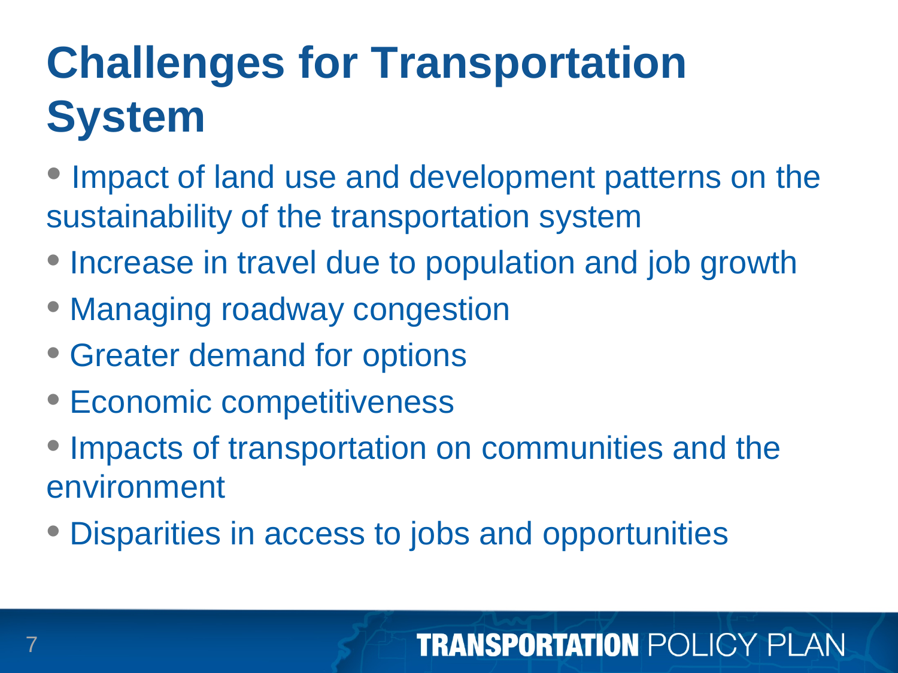# Challenges for Transportation System

- Impact of land use and development patterns on the sustainability of the transportation system
- Increase in travel due to population and job growth
- Managing roadway congestion
- Greater demand for options
- Economic competitiveness
- Impacts of transportation on communities and the environment
- Disparities in access to jobs and opportunities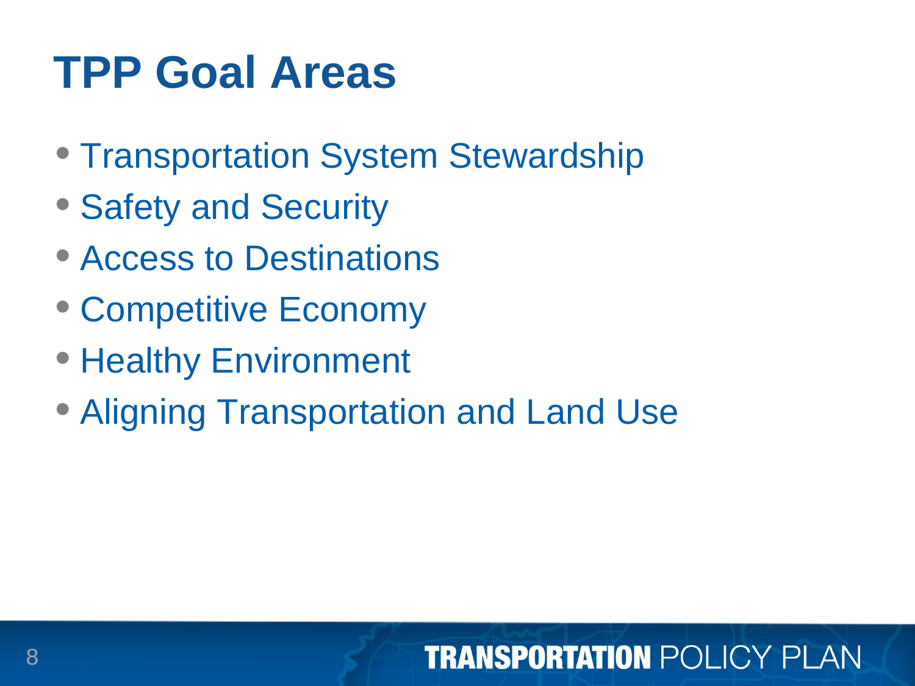# TPP Goal Areas

- Transportation System Stewardship
- Safety and Security
- Access to Destinations
- Competitive Economy
- Healthy Environment
- Aligning Transportation and Land Use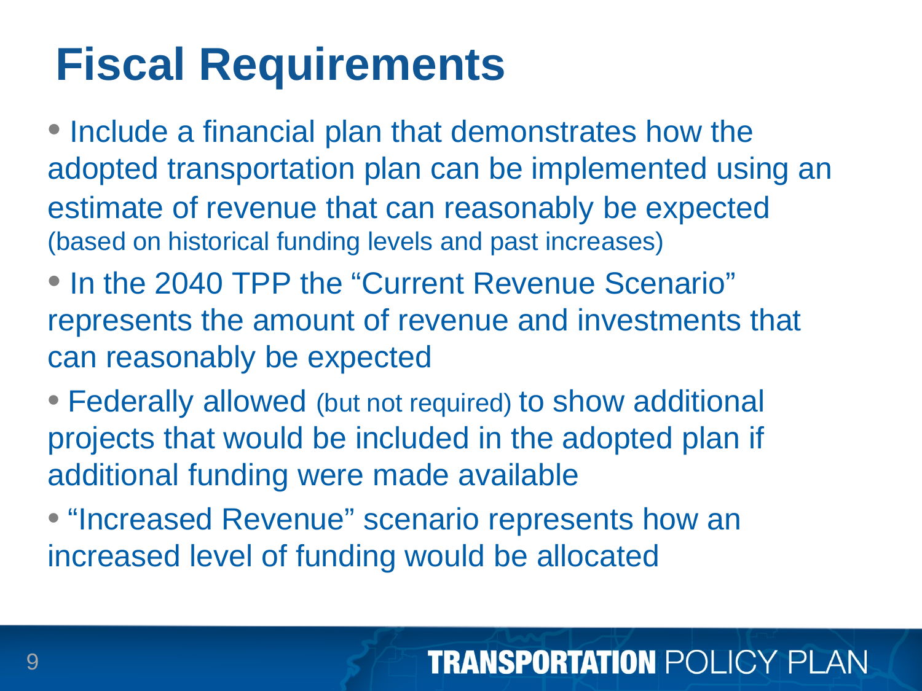# Fiscal Requirements

- Include a financial plan that demonstrates how the adopted transportation plan can be implemented using an estimate of revenue that can reasonably be expected (based on historical funding levels and past increases)
- In the 2040 TPP the "Current Revenue Scenario" represents the amount of revenue and investments that can reasonably be expected
- Federally allowed (but not required) to show additional projects that would be included in the adopted plan if additional funding were made available
- "Increased Revenue" scenario represents how an increased level of funding would be allocated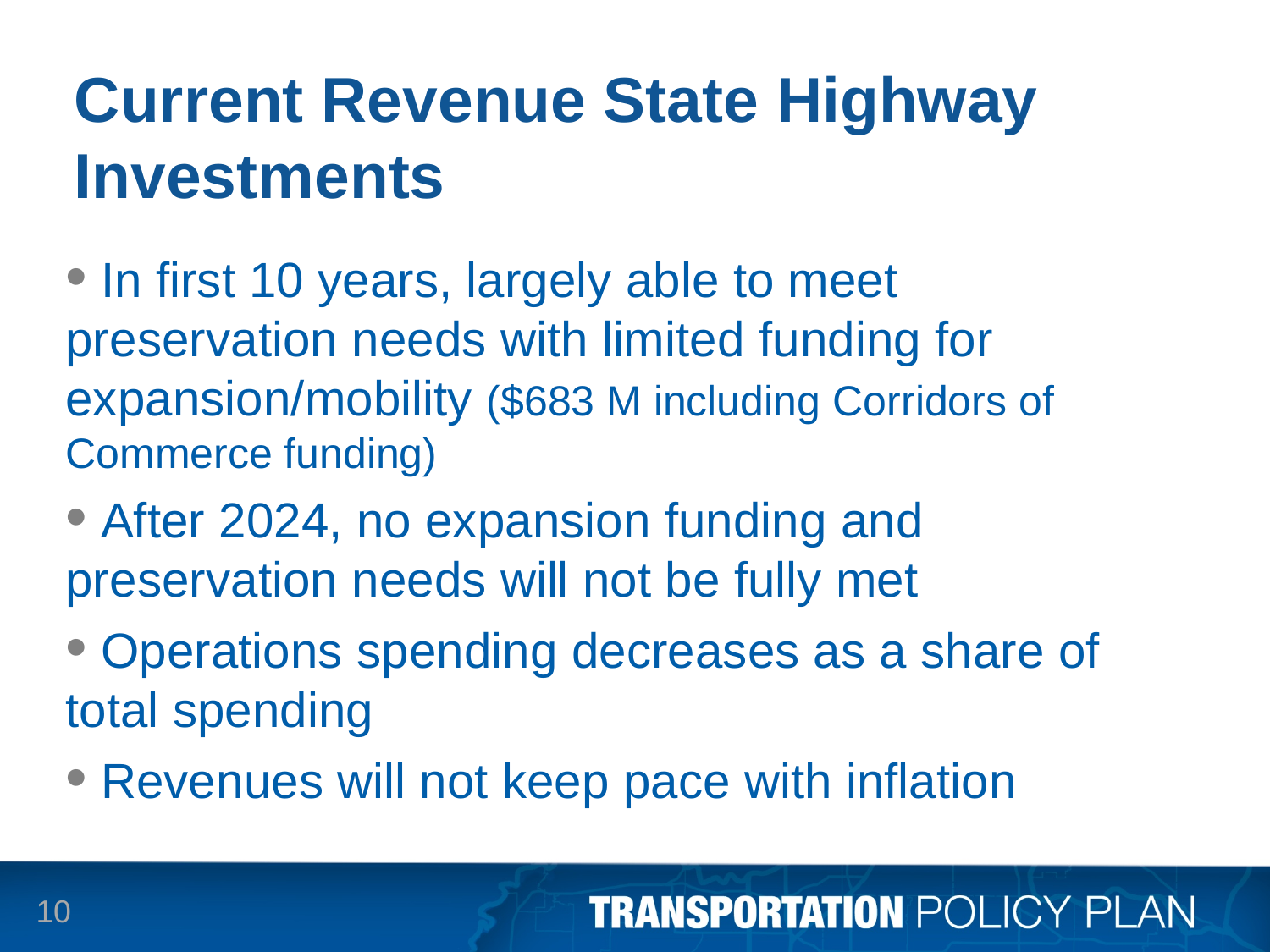# Current Revenue State Highway Investments

- In first 10 years, largely able to meet preservation needs with limited funding for expansion/mobility ($683 M including Corridors of Commerce funding)
- After 2024, no expansion funding and preservation needs will not be fully met
- Operations spending decreases as a share of total spending
- Revenues will not keep pace with inflation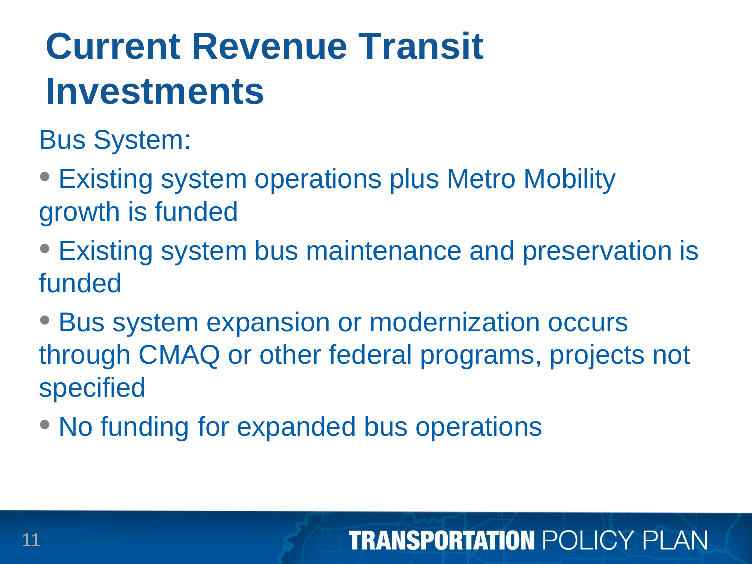# Current Revenue Transit Investments

Bus System:

- Existing system operations plus Metro Mobility growth is funded
- Existing system bus maintenance and preservation is funded
- Bus system expansion or modernization occurs through CMAQ or other federal programs, projects not specified
- No funding for expanded bus operations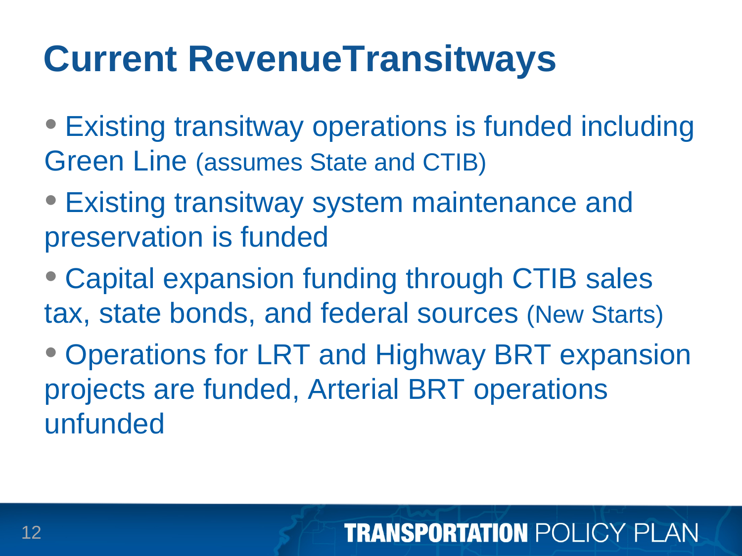# Current RevenueTransitways

- Existing transitway operations is funded including Green Line (assumes State and CTIB)
- Existing transitway system maintenance and preservation is funded
- Capital expansion funding through CTIB sales tax, state bonds, and federal sources (New Starts)
- Operations for LRT and Highway BRT expansion projects are funded, Arterial BRT operations unfunded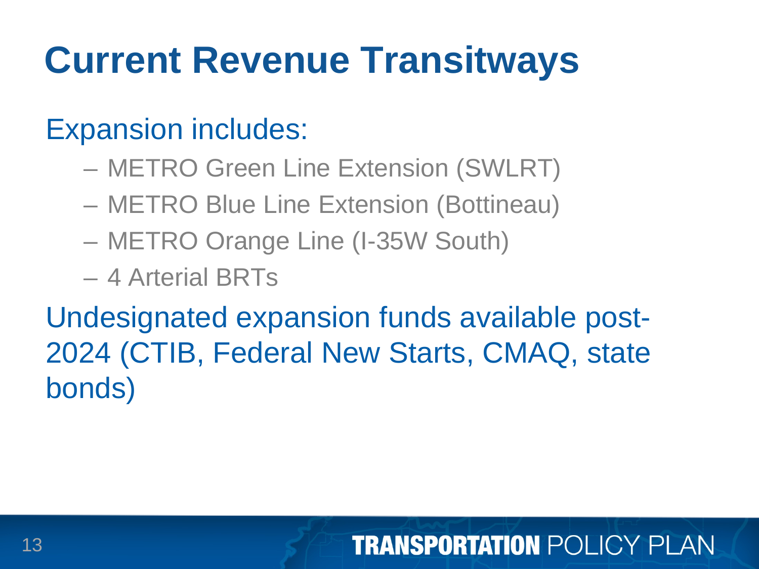# Current Revenue Transitways

Expansion includes:

- METRO Green Line Extension (SWLRT)
- METRO Blue Line Extension (Bottineau)
- METRO Orange Line (I-35W South)
- 4 Arterial BRTs

Undesignated expansion funds available post-2024 (CTIB, Federal New Starts, CMAQ, state bonds)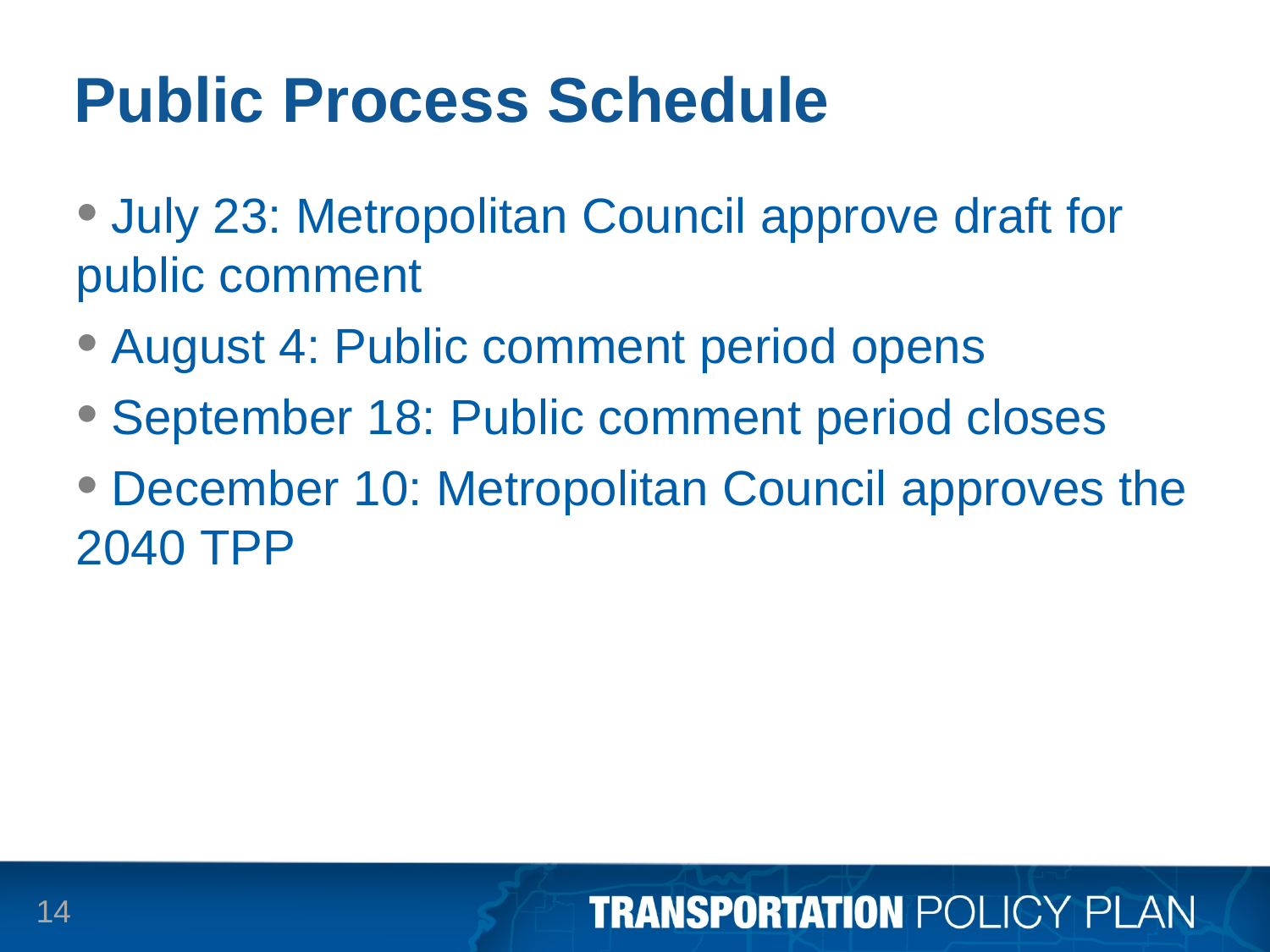# Public Process Schedule

- July 23: Metropolitan Council approve draft for public comment
- August 4: Public comment period opens
- September 18: Public comment period closes
- December 10: Metropolitan Council approves the 2040 TPP